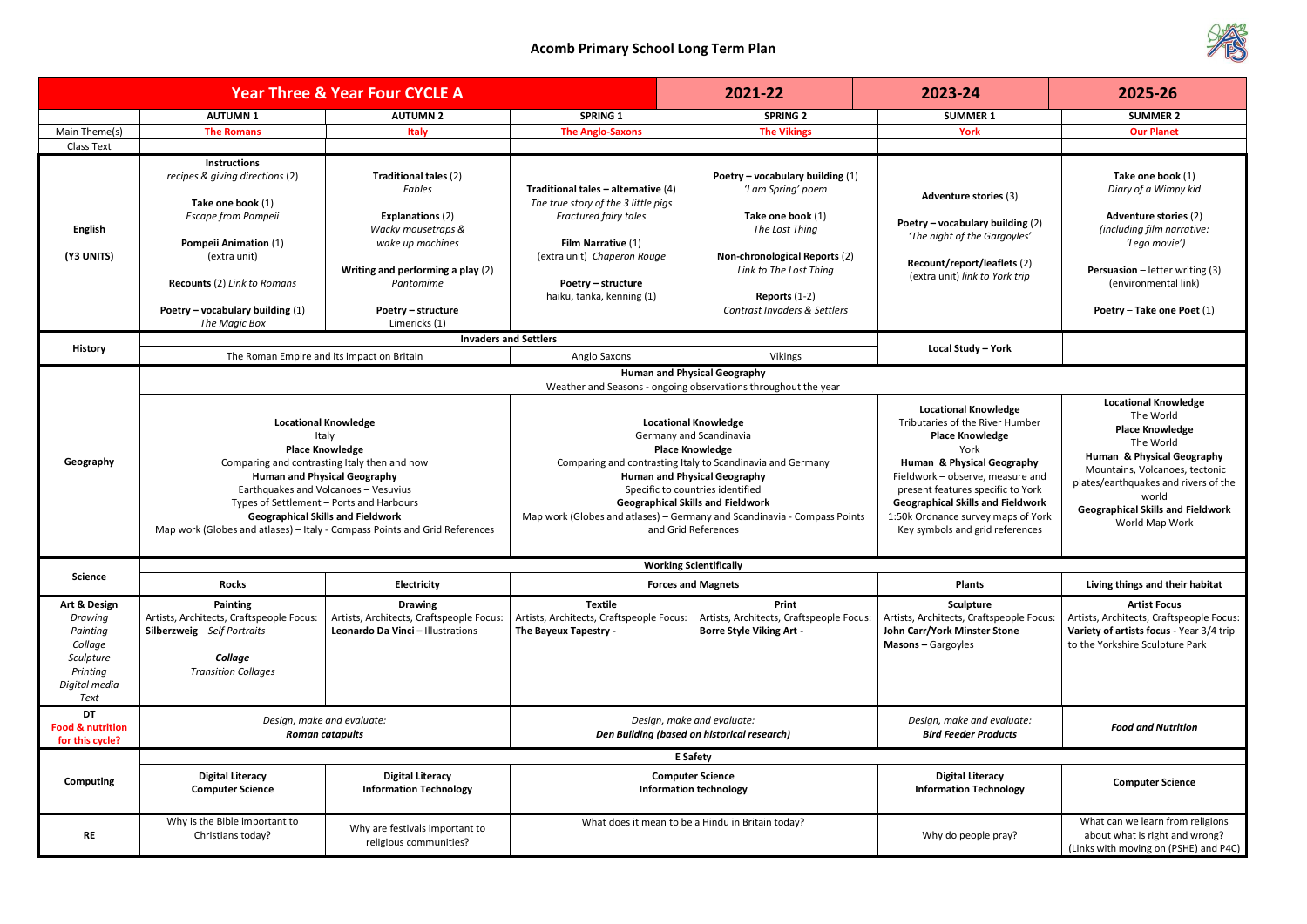# Acomb Primary School Long Term Plan

| Year Three & Year Four CYCLE A | | | | 2021-22 | 2023-24 | 2025-26 |
|---|---|---|---|---|---|---|
| | **AUTUMN 1** | **AUTUMN 2** | **SPRING 1** | **SPRING 2** | **SUMMER 1** | **SUMMER 2** |
| Main Theme(s) | **The Romans** | **Italy** | **The Anglo-Saxons** | **The Vikings** | **York** | **Our Planet** |
| Class Text | | | | | | |
| **English** **(Y3 UNITS)** | **Instructions** *recipes & giving directions* (2) **Take one book** (1) *Escape from Pompeii* **Pompeii Animation** (1) (extra unit) **Recounts** (2) *Link to Romans* **Poetry – vocabulary building** (1) *The Magic Box* | **Traditional tales** (2) *Fables* **Explanations** (2) *Wacky mousetraps & wake up machines* **Writing and performing a play** (2) *Pantomime* **Poetry – structure** Limericks (1) | **Traditional tales – alternative** (4) *The true story of the 3 little pigs* *Fractured fairy tales* **Film Narrative** (1) (extra unit) *Chaperon Rouge* **Poetry – structure** haiku, tanka, kenning (1) | **Poetry – vocabulary building** (1) *'I am Spring' poem* **Take one book** (1) *The Lost Thing* **Non-chronological Reports** (2) *Link to The Lost Thing* **Reports** (1-2) *Contrast Invaders & Settlers* | **Adventure stories** (3) **Poetry – vocabulary building** (2) *'The night of the Gargoyles'* **Recount/report/leaflets** (2) (extra unit) *link to York trip* | **Take one book** (1) *Diary of a Wimpy kid* **Adventure stories** (2) *(including film narrative: 'Lego movie')* **Persuasion** – letter writing (3) (environmental link) **Poetry** – **Take one Poet** (1) |
| **History** | **Invaders and Settlers** The Roman Empire and its impact on Britain | | Anglo Saxons | Vikings | **Local Study – York** | |
| **Geography** | **Human and Physical Geography** Weather and Seasons - ongoing observations throughout the year | | | | | |
| | **Locational Knowledge** Italy **Place Knowledge** Comparing and contrasting Italy then and now **Human and Physical Geography** Earthquakes and Volcanoes – Vesuvius Types of Settlement – Ports and Harbours **Geographical Skills and Fieldwork** Map work (Globes and atlases) – Italy - Compass Points and Grid References | | **Locational Knowledge** Germany and Scandinavia **Place Knowledge** Comparing and contrasting Italy to Scandinavia and Germany **Human and Physical Geography** Specific to countries identified **Geographical Skills and Fieldwork** Map work (Globes and atlases) – Germany and Scandinavia - Compass Points and Grid References | | **Locational Knowledge** Tributaries of the River Humber **Place Knowledge** York **Human & Physical Geography** Fieldwork – observe, measure and present features specific to York **Geographical Skills and Fieldwork** 1:50k Ordnance survey maps of York Key symbols and grid references | **Locational Knowledge** The World **Place Knowledge** The World **Human & Physical Geography** Mountains, Volcanoes, tectonic plates/earthquakes and rivers of the world **Geographical Skills and Fieldwork** World Map Work |
| **Science** | **Working Scientifically** | | | | | |
| | **Rocks** | **Electricity** | **Forces and Magnets** | | **Plants** | **Living things and their habitat** |
| **Art & Design** *Drawing* *Painting* *Collage* *Sculpture* *Printing* *Digital media* *Text* | **Painting** Artists, Architects, Craftspeople Focus: **Silberzweig** – *Self Portraits* ***Collage*** *Transition Collages* | **Drawing** Artists, Architects, Craftspeople Focus: **Leonardo Da Vinci** – Illustrations | **Textile** Artists, Architects, Craftspeople Focus: **The Bayeux Tapestry -** | **Print** Artists, Architects, Craftspeople Focus: **Borre Style Viking Art -** | **Sculpture** Artists, Architects, Craftspeople Focus: **John Carr/York Minster Stone Masons** – Gargoyles | **Artist Focus** Artists, Architects, Craftspeople Focus: **Variety of artists focus** - Year 3/4 trip to the Yorkshire Sculpture Park |
| **DT** **Food & nutrition for this cycle?** | *Design, make and evaluate:* ***Roman catapults*** | | *Design, make and evaluate:* ***Den Building (based on historical research)*** | | *Design, make and evaluate:* ***Bird Feeder Products*** | ***Food and Nutrition*** |
| **Computing** | **E Safety** | | | | | |
| | **Digital Literacy** **Computer Science** | **Digital Literacy** **Information Technology** | **Computer Science** **Information technology** | | **Digital Literacy** **Information Technology** | **Computer Science** |
| **RE** | Why is the Bible important to Christians today? | Why are festivals important to religious communities? | What does it mean to be a Hindu in Britain today? | | Why do people pray? | What can we learn from religions about what is right and wrong? (Links with moving on (PSHE) and P4C) |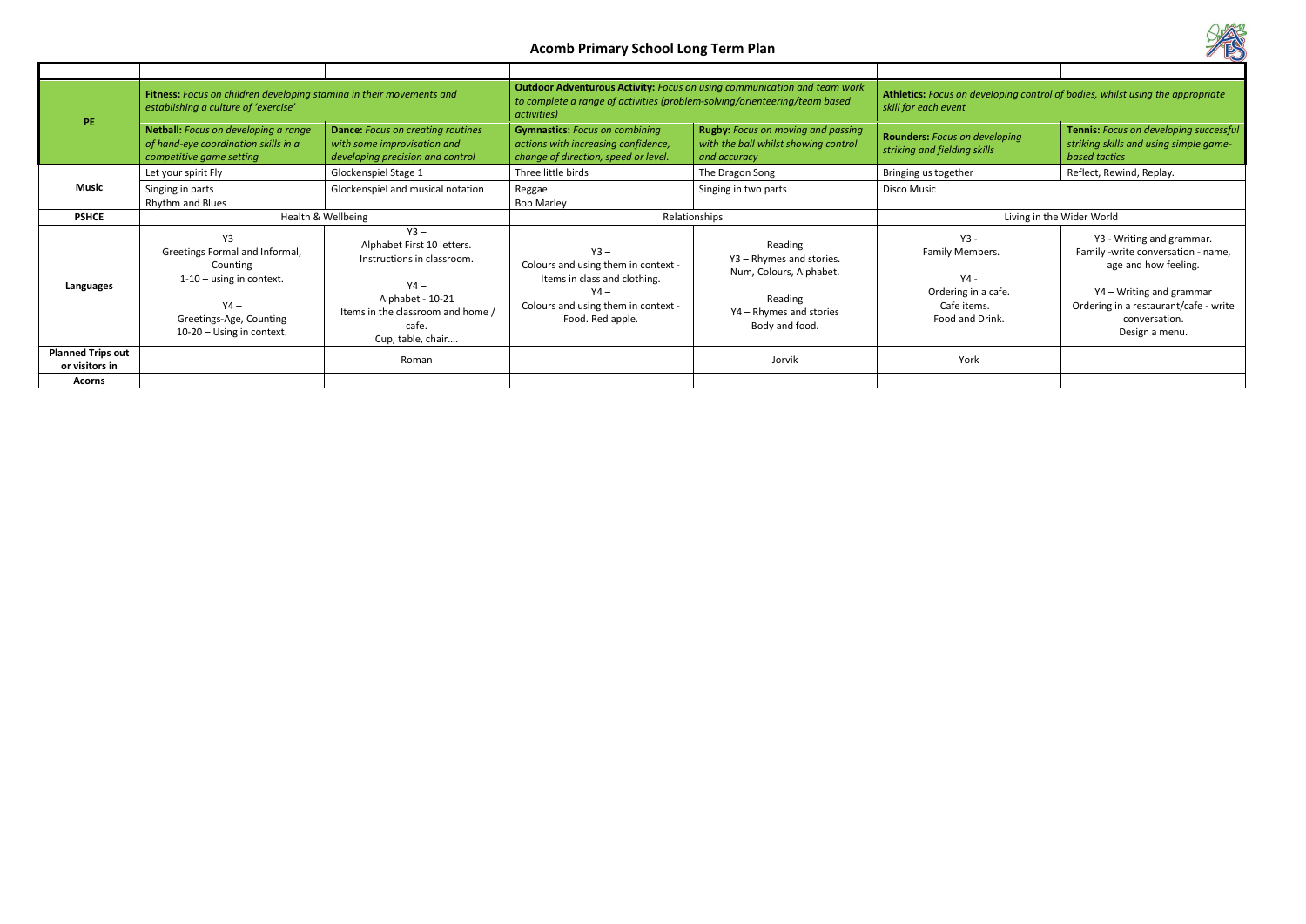# Acomb Primary School Long Term Plan

| | | | | | | |
|---|---|---|---|---|---|---|
| **PE** | **Fitness:** *Focus on children developing stamina in their movements and establishing a culture of 'exercise'* | | **Outdoor Adventurous Activity:** *Focus on using communication and team work to complete a range of activities (problem-solving/orienteering/team based activities)* | | **Athletics:** *Focus on developing control of bodies, whilst using the appropriate skill for each event* | |
| | **Netball:** *Focus on developing a range of hand-eye coordination skills in a competitive game setting* | **Dance:** *Focus on creating routines with some improvisation and developing precision and control* | **Gymnastics:** *Focus on combining actions with increasing confidence, change of direction, speed or level.* | **Rugby:** *Focus on moving and passing with the ball whilst showing control and accuracy* | **Rounders:** *Focus on developing striking and fielding skills* | **Tennis:** *Focus on developing successful striking skills and using simple game-based tactics* |
| **Music** | Let your spirit Fly | Glockenspiel Stage 1 | Three little birds | The Dragon Song | Bringing us together | Reflect, Rewind, Replay. |
| | Singing in parts<br>Rhythm and Blues | Glockenspiel and musical notation | Reggae<br>Bob Marley | Singing in two parts | Disco Music | |
| **PSHCE** | Health & Wellbeing | | Relationships | | Living in the Wider World | |
| **Languages** | Y3 –<br>Greetings Formal and Informal,<br>Counting<br>1-10 – using in context.<br><br>Y4 –<br>Greetings-Age, Counting<br>10-20 – Using in context. | Y3 –<br>Alphabet First 10 letters.<br>Instructions in classroom.<br><br>Y4 –<br>Alphabet - 10-21<br>Items in the classroom and home / cafe.<br>Cup, table, chair…. | Y3 –<br>Colours and using them in context - Items in class and clothing.<br>Y4 –<br>Colours and using them in context - Food. Red apple. | Reading<br>Y3 – Rhymes and stories.<br>Num, Colours, Alphabet.<br><br>Reading<br>Y4 – Rhymes and stories<br>Body and food. | Y3 -<br>Family Members.<br><br>Y4 -<br>Ordering in a cafe.<br>Cafe items.<br>Food and Drink. | Y3 - Writing and grammar.<br>Family -write conversation - name, age and how feeling.<br><br>Y4 – Writing and grammar<br>Ordering in a restaurant/cafe - write conversation.<br>Design a menu. |
| **Planned Trips out or visitors in** | | Roman | | Jorvik | York | |
| **Acorns** | | | | | | |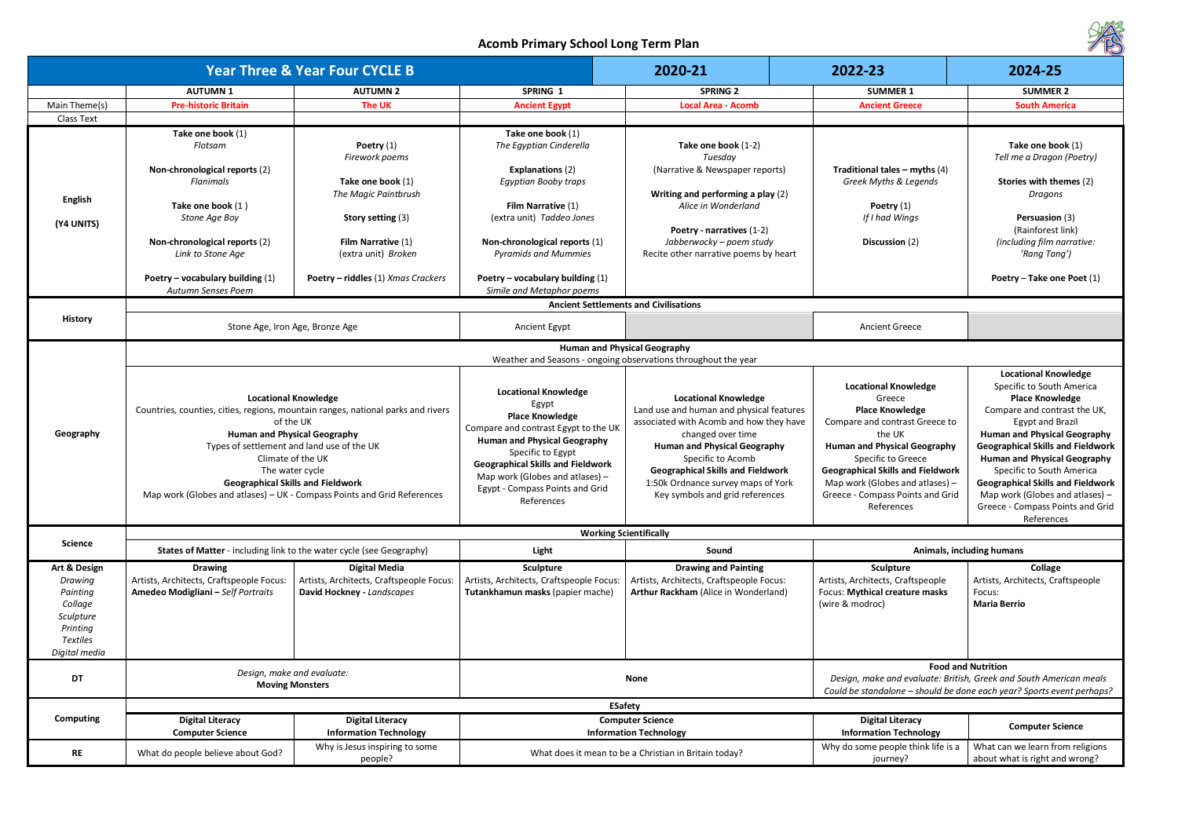# Acomb Primary School Long Term Plan

| Year Three & Year Four CYCLE B | | | | 2020-21 | 2022-23 | 2024-25 |
|---|---|---|---|---|---|---|
| | **AUTUMN 1** | **AUTUMN 2** | **SPRING 1** | **SPRING 2** | **SUMMER 1** | **SUMMER 2** |
| Main Theme(s) | **Pre-historic Britain** | **The UK** | **Ancient Egypt** | **Local Area - Acomb** | **Ancient Greece** | **South America** |
| Class Text | | | | | | |
| **English** (Y4 UNITS) | **Take one book** (1) *Flotsam* <br> **Non-chronological reports** (2) *Flanimals* <br> **Take one book** (1) *Stone Age Boy* <br> **Non-chronological reports** (2) *Link to Stone Age* <br> **Poetry – vocabulary building** (1) *Autumn Senses Poem* | **Poetry** (1) *Firework poems* <br> **Take one book** (1) *The Magic Paintbrush* <br> **Story setting** (3) <br> **Film Narrative** (1) (extra unit) *Broken* <br> **Poetry – riddles** (1) *Xmas Crackers* | **Take one book** (1) *The Egyptian Cinderella* <br> **Explanations** (2) *Egyptian Booby traps* <br> **Film Narrative** (1) (extra unit) *Taddeo Jones* <br> **Non-chronological reports** (1) *Pyramids and Mummies* <br> **Poetry – vocabulary building** (1) *Simile and Metaphor poems* | **Take one book** (1-2) *Tuesday* (Narrative & Newspaper reports) <br> **Writing and performing a play** (2) *Alice in Wonderland* <br> **Poetry - narratives** (1-2) *Jabberwocky – poem study* Recite other narrative poems by heart | **Traditional tales – myths** (4) *Greek Myths & Legends* <br> **Poetry** (1) *If I had Wings* <br> **Discussion** (2) | **Take one book** (1) *Tell me a Dragon (Poetry)* <br> **Stories with themes** (2) *Dragons* <br> **Persuasion** (3) (Rainforest link) *(including film narrative: 'Rang Tang')* <br> **Poetry – Take one Poet** (1) |
| **History** | **Ancient Settlements and Civilisations** | | | | | |
| | Stone Age, Iron Age, Bronze Age | | Ancient Egypt | | Ancient Greece | |
| **Geography** | **Human and Physical Geography** Weather and Seasons - ongoing observations throughout the year | | | | | |
| | **Locational Knowledge** Countries, counties, cities, regions, mountain ranges, national parks and rivers of the UK **Human and Physical Geography** Types of settlement and land use of the UK Climate of the UK The water cycle **Geographical Skills and Fieldwork** Map work (Globes and atlases) – UK - Compass Points and Grid References | | **Locational Knowledge** Egypt **Place Knowledge** Compare and contrast Egypt to the UK **Human and Physical Geography** Specific to Egypt **Geographical Skills and Fieldwork** Map work (Globes and atlases) – Egypt - Compass Points and Grid References | **Locational Knowledge** Land use and human and physical features associated with Acomb and how they have changed over time **Human and Physical Geography** Specific to Acomb **Geographical Skills and Fieldwork** 1:50k Ordnance survey maps of York Key symbols and grid references | **Locational Knowledge** Greece **Place Knowledge** Compare and contrast Greece to the UK **Human and Physical Geography** Specific to Greece **Geographical Skills and Fieldwork** Map work (Globes and atlases) – Greece - Compass Points and Grid References | **Locational Knowledge** Specific to South America **Place Knowledge** Compare and contrast the UK, Egypt and Brazil **Human and Physical Geography** **Geographical Skills and Fieldwork** **Human and Physical Geography** Specific to South America **Geographical Skills and Fieldwork** Map work (Globes and atlases) – Greece - Compass Points and Grid References |
| **Science** | **Working Scientifically** | | | | | |
| | **States of Matter** - including link to the water cycle (see Geography) | | **Light** | **Sound** | **Animals, including humans** | |
| **Art & Design** *Drawing Painting Collage Sculpture Printing Textiles Digital media* | **Drawing** Artists, Architects, Craftspeople Focus: **Amedeo Modigliani** – *Self Portraits* | **Digital Media** Artists, Architects, Craftspeople Focus: **David Hockney** - *Landscapes* | **Sculpture** Artists, Architects, Craftspeople Focus: **Tutankhamun masks** (papier mache) | **Drawing and Painting** Artists, Architects, Craftspeople Focus: **Arthur Rackham** (Alice in Wonderland) | **Sculpture** Artists, Architects, Craftspeople Focus: **Mythical creature masks** (wire & modroc) | **Collage** Artists, Architects, Craftspeople Focus: **Maria Berrio** |
| **DT** | *Design, make and evaluate:* **Moving Monsters** | | **None** | | **Food and Nutrition** *Design, make and evaluate: British, Greek and South American meals* *Could be standalone – should be done each year? Sports event perhaps?* | |
| **Computing** | **ESafety** | | | | | |
| | **Digital Literacy** **Computer Science** | **Digital Literacy** **Information Technology** | **Computer Science** **Information Technology** | | **Digital Literacy** **Information Technology** | **Computer Science** |
| **RE** | What do people believe about God? | Why is Jesus inspiring to some people? | What does it mean to be a Christian in Britain today? | | Why do some people think life is a journey? | What can we learn from religions about what is right and wrong? |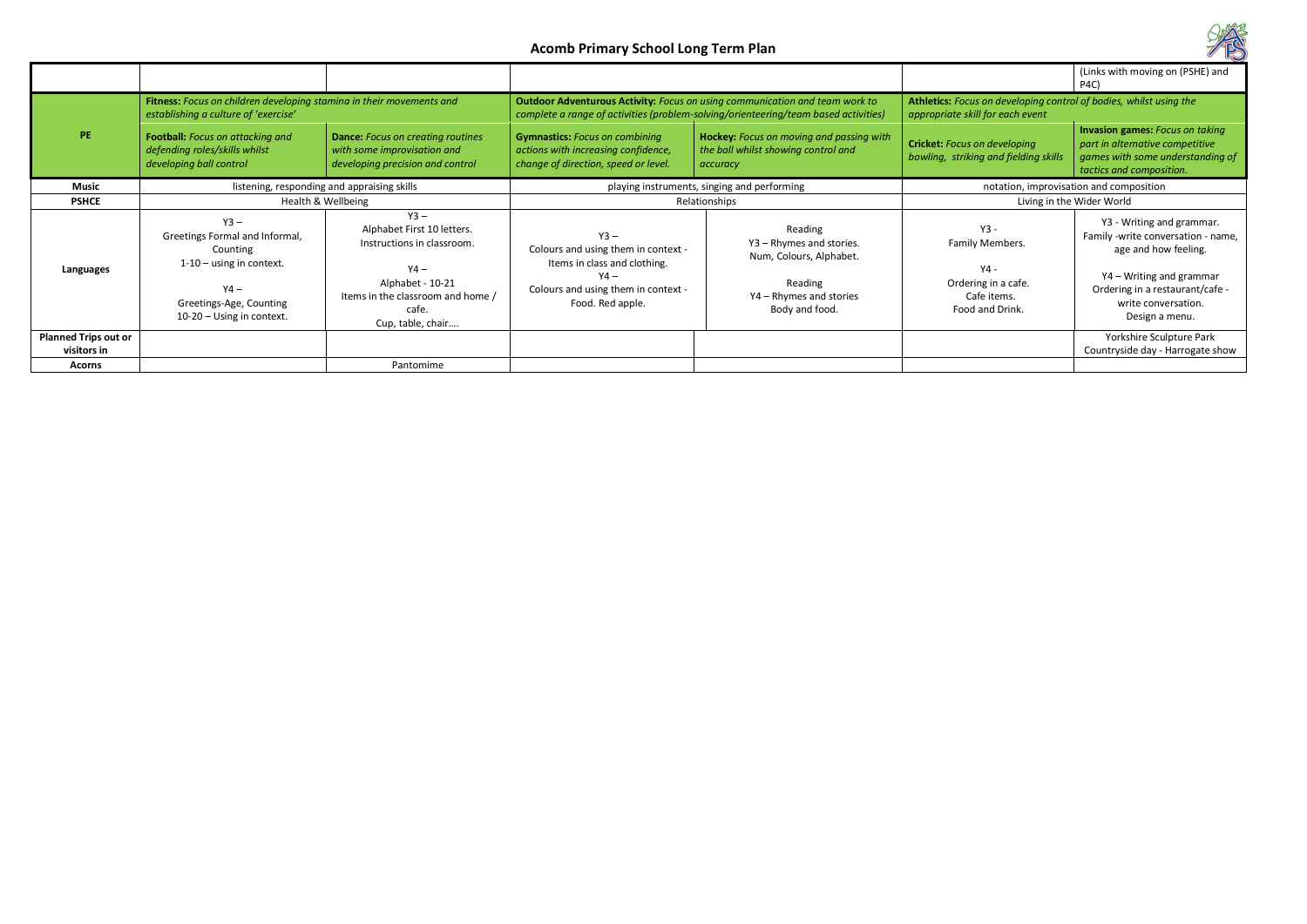# Acomb Primary School Long Term Plan

| | | | | | | |
|---|---|---|---|---|---|---|
| | | | | | | (Links with moving on (PSHE) and P4C) |
| **PE** | **Fitness:** *Focus on children developing stamina in their movements and establishing a culture of 'exercise'* | | **Outdoor Adventurous Activity:** *Focus on using communication and team work to complete a range of activities (problem-solving/orienteering/team based activities)* | | **Athletics:** *Focus on developing control of bodies, whilst using the appropriate skill for each event* | |
| | **Football:** *Focus on attacking and defending roles/skills whilst developing ball control* | **Dance:** *Focus on creating routines with some improvisation and developing precision and control* | **Gymnastics:** *Focus on combining actions with increasing confidence, change of direction, speed or level.* | **Hockey:** *Focus on moving and passing with the ball whilst showing control and accuracy* | **Cricket:** *Focus on developing bowling, striking and fielding skills* | **Invasion games:** *Focus on taking part in alternative competitive games with some understanding of tactics and composition.* |
| **Music** | listening, responding and appraising skills | | playing instruments, singing and performing | | notation, improvisation and composition | |
| **PSHCE** | Health & Wellbeing | | Relationships | | Living in the Wider World | |
| **Languages** | Y3 – Greetings Formal and Informal, Counting 1-10 – using in context. Y4 – Greetings-Age, Counting 10-20 – Using in context. | Y3 – Alphabet First 10 letters. Instructions in classroom. Y4 – Alphabet - 10-21 Items in the classroom and home / cafe. Cup, table, chair…. | Y3 – Colours and using them in context - Items in class and clothing. Y4 – Colours and using them in context - Food. Red apple. | Reading Y3 – Rhymes and stories. Num, Colours, Alphabet. Reading Y4 – Rhymes and stories Body and food. | Y3 - Family Members. Y4 - Ordering in a cafe. Cafe items. Food and Drink. | Y3 - Writing and grammar. Family -write conversation - name, age and how feeling. Y4 – Writing and grammar Ordering in a restaurant/cafe - write conversation. Design a menu. |
| **Planned Trips out or visitors in** | | | | | | Yorkshire Sculpture Park Countryside day - Harrogate show |
| **Acorns** | | Pantomime | | | | |